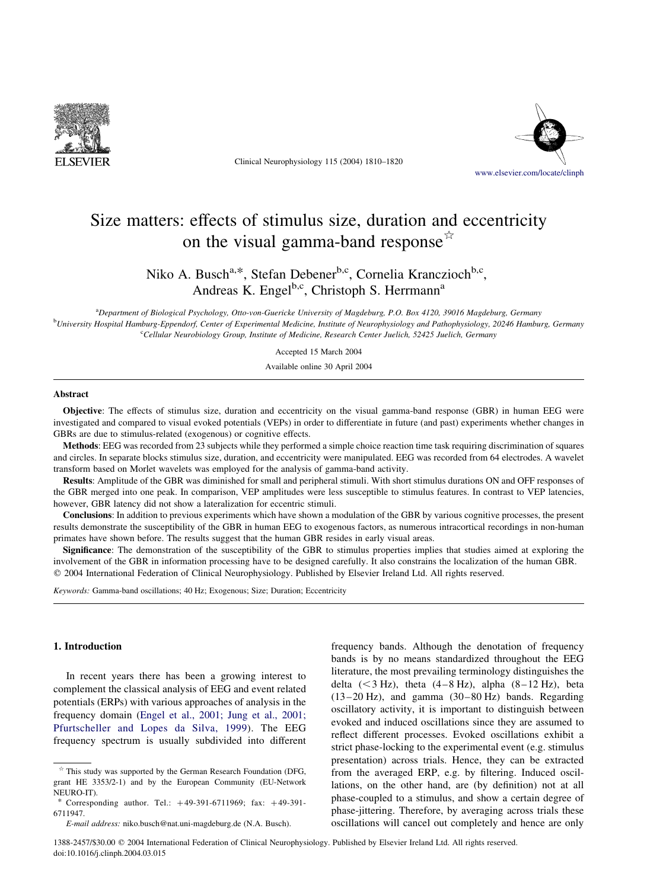# Size matters: effects of stimulus size, duration and eccentricity on the visual gamma-band response☆

Niko A. Busch[a,*], Stefan Debener[b,c], Cornelia Kranczioch[b,c], Andreas K. Engel[b,c], Christoph S. Herrmann[a]

[a]Department of Biological Psychology, Otto-von-Guericke University of Magdeburg, P.O. Box 4120, 39016 Magdeburg, Germany
[b]University Hospital Hamburg-Eppendorf, Center of Experimental Medicine, Institute of Neurophysiology and Pathophysiology, 20246 Hamburg, Germany
[c]Cellular Neurobiology Group, Institute of Medicine, Research Center Juelich, 52425 Juelich, Germany

Accepted 15 March 2004

Available online 30 April 2004

## Abstract

**Objective**: The effects of stimulus size, duration and eccentricity on the visual gamma-band response (GBR) in human EEG were investigated and compared to visual evoked potentials (VEPs) in order to differentiate in future (and past) experiments whether changes in GBRs are due to stimulus-related (exogenous) or cognitive effects.

**Methods**: EEG was recorded from 23 subjects while they performed a simple choice reaction time task requiring discrimination of squares and circles. In separate blocks stimulus size, duration, and eccentricity were manipulated. EEG was recorded from 64 electrodes. A wavelet transform based on Morlet wavelets was employed for the analysis of gamma-band activity.

**Results**: Amplitude of the GBR was diminished for small and peripheral stimuli. With short stimulus durations ON and OFF responses of the GBR merged into one peak. In comparison, VEP amplitudes were less susceptible to stimulus features. In contrast to VEP latencies, however, GBR latency did not show a lateralization for eccentric stimuli.

**Conclusions**: In addition to previous experiments which have shown a modulation of the GBR by various cognitive processes, the present results demonstrate the susceptibility of the GBR in human EEG to exogenous factors, as numerous intracortical recordings in non-human primates have shown before. The results suggest that the human GBR resides in early visual areas.

**Significance**: The demonstration of the susceptibility of the GBR to stimulus properties implies that studies aimed at exploring the involvement of the GBR in information processing have to be designed carefully. It also constrains the localization of the human GBR.

© 2004 International Federation of Clinical Neurophysiology. Published by Elsevier Ireland Ltd. All rights reserved.

*Keywords:* Gamma-band oscillations; 40 Hz; Exogenous; Size; Duration; Eccentricity

## 1. Introduction

In recent years there has been a growing interest to complement the classical analysis of EEG and event related potentials (ERPs) with various approaches of analysis in the frequency domain (Engel et al., 2001; Jung et al., 2001; Pfurtscheller and Lopes da Silva, 1999). The EEG frequency spectrum is usually subdivided into different frequency bands. Although the denotation of frequency bands is by no means standardized throughout the EEG literature, the most prevailing terminology distinguishes the delta (<3 Hz), theta (4–8 Hz), alpha (8–12 Hz), beta (13–20 Hz), and gamma (30–80 Hz) bands. Regarding oscillatory activity, it is important to distinguish between evoked and induced oscillations since they are assumed to reflect different processes. Evoked oscillations exhibit a strict phase-locking to the experimental event (e.g. stimulus presentation) across trials. Hence, they can be extracted from the averaged ERP, e.g. by filtering. Induced oscillations, on the other hand, are (by definition) not at all phase-coupled to a stimulus, and show a certain degree of phase-jittering. Therefore, by averaging across trials these oscillations will cancel out completely and hence are only

☆ This study was supported by the German Research Foundation (DFG, grant HE 3353/2-1) and by the European Community (EU-Network NEURO-IT).

\* Corresponding author. Tel.: +49-391-6711969; fax: +49-391-6711947.

*E-mail address:* niko.busch@nat.uni-magdeburg.de (N.A. Busch).

1388-2457/$30.00 © 2004 International Federation of Clinical Neurophysiology. Published by Elsevier Ireland Ltd. All rights reserved.
doi:10.1016/j.clinph.2004.03.015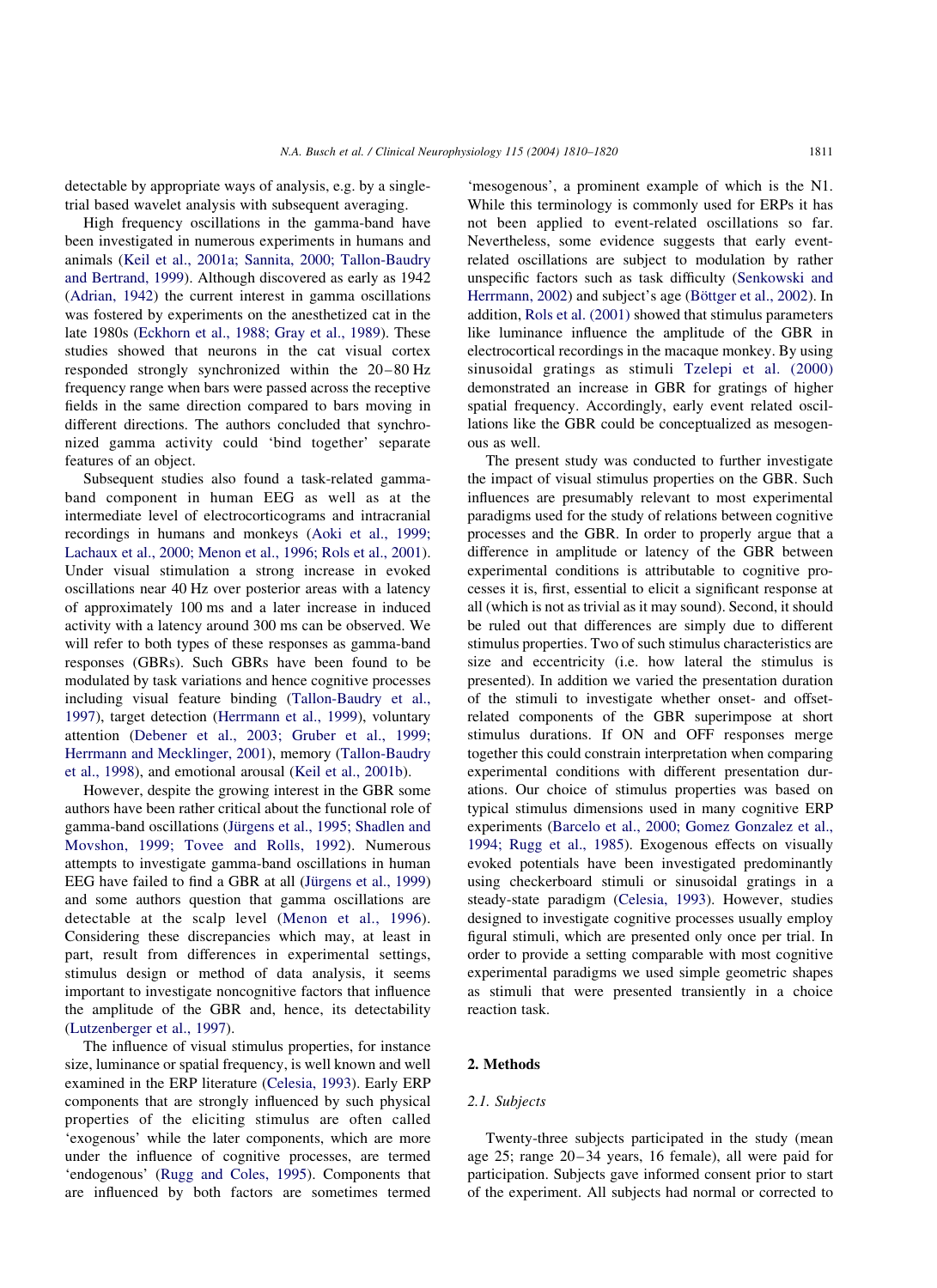detectable by appropriate ways of analysis, e.g. by a single-trial based wavelet analysis with subsequent averaging.

High frequency oscillations in the gamma-band have been investigated in numerous experiments in humans and animals (Keil et al., 2001a; Sannita, 2000; Tallon-Baudry and Bertrand, 1999). Although discovered as early as 1942 (Adrian, 1942) the current interest in gamma oscillations was fostered by experiments on the anesthetized cat in the late 1980s (Eckhorn et al., 1988; Gray et al., 1989). These studies showed that neurons in the cat visual cortex responded strongly synchronized within the 20–80 Hz frequency range when bars were passed across the receptive fields in the same direction compared to bars moving in different directions. The authors concluded that synchronized gamma activity could 'bind together' separate features of an object.

Subsequent studies also found a task-related gamma-band component in human EEG as well as at the intermediate level of electrocorticograms and intracranial recordings in humans and monkeys (Aoki et al., 1999; Lachaux et al., 2000; Menon et al., 1996; Rols et al., 2001). Under visual stimulation a strong increase in evoked oscillations near 40 Hz over posterior areas with a latency of approximately 100 ms and a later increase in induced activity with a latency around 300 ms can be observed. We will refer to both types of these responses as gamma-band responses (GBRs). Such GBRs have been found to be modulated by task variations and hence cognitive processes including visual feature binding (Tallon-Baudry et al., 1997), target detection (Herrmann et al., 1999), voluntary attention (Debener et al., 2003; Gruber et al., 1999; Herrmann and Mecklinger, 2001), memory (Tallon-Baudry et al., 1998), and emotional arousal (Keil et al., 2001b).

However, despite the growing interest in the GBR some authors have been rather critical about the functional role of gamma-band oscillations (Jürgens et al., 1995; Shadlen and Movshon, 1999; Tovee and Rolls, 1992). Numerous attempts to investigate gamma-band oscillations in human EEG have failed to find a GBR at all (Jürgens et al., 1999) and some authors question that gamma oscillations are detectable at the scalp level (Menon et al., 1996). Considering these discrepancies which may, at least in part, result from differences in experimental settings, stimulus design or method of data analysis, it seems important to investigate noncognitive factors that influence the amplitude of the GBR and, hence, its detectability (Lutzenberger et al., 1997).

The influence of visual stimulus properties, for instance size, luminance or spatial frequency, is well known and well examined in the ERP literature (Celesia, 1993). Early ERP components that are strongly influenced by such physical properties of the eliciting stimulus are often called 'exogenous' while the later components, which are more under the influence of cognitive processes, are termed 'endogenous' (Rugg and Coles, 1995). Components that are influenced by both factors are sometimes termed 'mesogenous', a prominent example of which is the N1. While this terminology is commonly used for ERPs it has not been applied to event-related oscillations so far. Nevertheless, some evidence suggests that early event-related oscillations are subject to modulation by rather unspecific factors such as task difficulty (Senkowski and Herrmann, 2002) and subject's age (Böttger et al., 2002). In addition, Rols et al. (2001) showed that stimulus parameters like luminance influence the amplitude of the GBR in electrocortical recordings in the macaque monkey. By using sinusoidal gratings as stimuli Tzelepi et al. (2000) demonstrated an increase in GBR for gratings of higher spatial frequency. Accordingly, early event related oscillations like the GBR could be conceptualized as mesogenous as well.

The present study was conducted to further investigate the impact of visual stimulus properties on the GBR. Such influences are presumably relevant to most experimental paradigms used for the study of relations between cognitive processes and the GBR. In order to properly argue that a difference in amplitude or latency of the GBR between experimental conditions is attributable to cognitive processes it is, first, essential to elicit a significant response at all (which is not as trivial as it may sound). Second, it should be ruled out that differences are simply due to different stimulus properties. Two of such stimulus characteristics are size and eccentricity (i.e. how lateral the stimulus is presented). In addition we varied the presentation duration of the stimuli to investigate whether onset- and offset-related components of the GBR superimpose at short stimulus durations. If ON and OFF responses merge together this could constrain interpretation when comparing experimental conditions with different presentation durations. Our choice of stimulus properties was based on typical stimulus dimensions used in many cognitive ERP experiments (Barcelo et al., 2000; Gomez Gonzalez et al., 1994; Rugg et al., 1985). Exogenous effects on visually evoked potentials have been investigated predominantly using checkerboard stimuli or sinusoidal gratings in a steady-state paradigm (Celesia, 1993). However, studies designed to investigate cognitive processes usually employ figural stimuli, which are presented only once per trial. In order to provide a setting comparable with most cognitive experimental paradigms we used simple geometric shapes as stimuli that were presented transiently in a choice reaction task.

## 2. Methods

### 2.1. Subjects

Twenty-three subjects participated in the study (mean age 25; range 20–34 years, 16 female), all were paid for participation. Subjects gave informed consent prior to start of the experiment. All subjects had normal or corrected to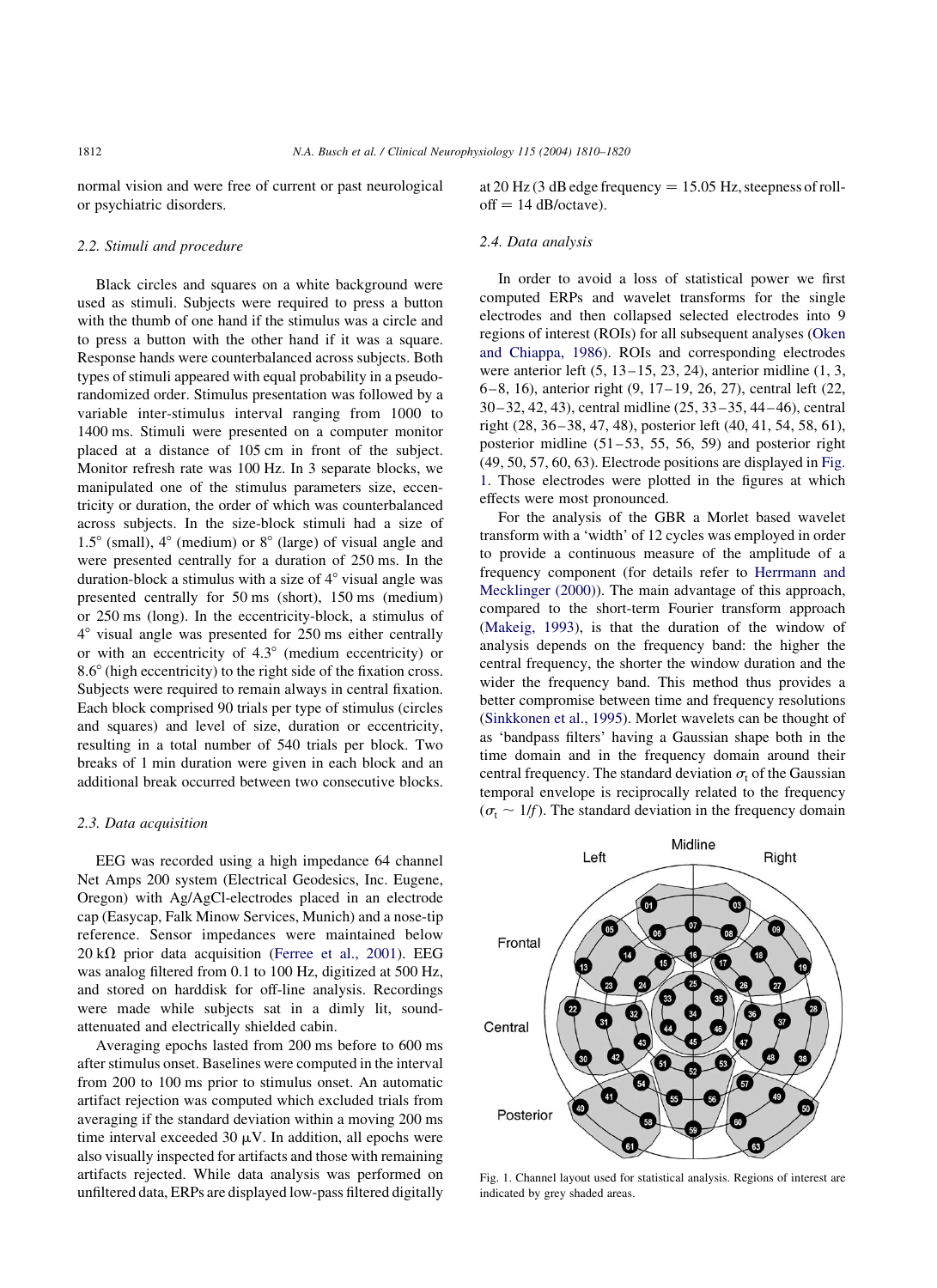normal vision and were free of current or past neurological or psychiatric disorders.

### 2.2. Stimuli and procedure

Black circles and squares on a white background were used as stimuli. Subjects were required to press a button with the thumb of one hand if the stimulus was a circle and to press a button with the other hand if it was a square. Response hands were counterbalanced across subjects. Both types of stimuli appeared with equal probability in a pseudo-randomized order. Stimulus presentation was followed by a variable inter-stimulus interval ranging from 1000 to 1400 ms. Stimuli were presented on a computer monitor placed at a distance of 105 cm in front of the subject. Monitor refresh rate was 100 Hz. In 3 separate blocks, we manipulated one of the stimulus parameters size, eccentricity or duration, the order of which was counterbalanced across subjects. In the size-block stimuli had a size of 1.5° (small), 4° (medium) or 8° (large) of visual angle and were presented centrally for a duration of 250 ms. In the duration-block a stimulus with a size of 4° visual angle was presented centrally for 50 ms (short), 150 ms (medium) or 250 ms (long). In the eccentricity-block, a stimulus of 4° visual angle was presented for 250 ms either centrally or with an eccentricity of 4.3° (medium eccentricity) or 8.6° (high eccentricity) to the right side of the fixation cross. Subjects were required to remain always in central fixation. Each block comprised 90 trials per type of stimulus (circles and squares) and level of size, duration or eccentricity, resulting in a total number of 540 trials per block. Two breaks of 1 min duration were given in each block and an additional break occurred between two consecutive blocks.

### 2.3. Data acquisition

EEG was recorded using a high impedance 64 channel Net Amps 200 system (Electrical Geodesics, Inc. Eugene, Oregon) with Ag/AgCl-electrodes placed in an electrode cap (Easycap, Falk Minow Services, Munich) and a nose-tip reference. Sensor impedances were maintained below 20 kΩ prior data acquisition (Ferree et al., 2001). EEG was analog filtered from 0.1 to 100 Hz, digitized at 500 Hz, and stored on harddisk for off-line analysis. Recordings were made while subjects sat in a dimly lit, sound-attenuated and electrically shielded cabin.

Averaging epochs lasted from 200 ms before to 600 ms after stimulus onset. Baselines were computed in the interval from 200 to 100 ms prior to stimulus onset. An automatic artifact rejection was computed which excluded trials from averaging if the standard deviation within a moving 200 ms time interval exceeded 30 μV. In addition, all epochs were also visually inspected for artifacts and those with remaining artifacts rejected. While data analysis was performed on unfiltered data, ERPs are displayed low-pass filtered digitally at 20 Hz (3 dB edge frequency = 15.05 Hz, steepness of roll-off = 14 dB/octave).

### 2.4. Data analysis

In order to avoid a loss of statistical power we first computed ERPs and wavelet transforms for the single electrodes and then collapsed selected electrodes into 9 regions of interest (ROIs) for all subsequent analyses (Oken and Chiappa, 1986). ROIs and corresponding electrodes were anterior left (5, 13–15, 23, 24), anterior midline (1, 3, 6–8, 16), anterior right (9, 17–19, 26, 27), central left (22, 30–32, 42, 43), central midline (25, 33–35, 44–46), central right (28, 36–38, 47, 48), posterior left (40, 41, 54, 58, 61), posterior midline (51–53, 55, 56, 59) and posterior right (49, 50, 57, 60, 63). Electrode positions are displayed in Fig. 1. Those electrodes were plotted in the figures at which effects were most pronounced.

For the analysis of the GBR a Morlet based wavelet transform with a 'width' of 12 cycles was employed in order to provide a continuous measure of the amplitude of a frequency component (for details refer to Herrmann and Mecklinger (2000)). The main advantage of this approach, compared to the short-term Fourier transform approach (Makeig, 1993), is that the duration of the window of analysis depends on the frequency band: the higher the central frequency, the shorter the window duration and the wider the frequency band. This method thus provides a better compromise between time and frequency resolutions (Sinkkonen et al., 1995). Morlet wavelets can be thought of as 'bandpass filters' having a Gaussian shape both in the time domain and in the frequency domain around their central frequency. The standard deviation $\sigma_t$ of the Gaussian temporal envelope is reciprocally related to the frequency ($\sigma_t \sim 1/f$). The standard deviation in the frequency domain

Fig. 1. Channel layout used for statistical analysis. Regions of interest are indicated by grey shaded areas.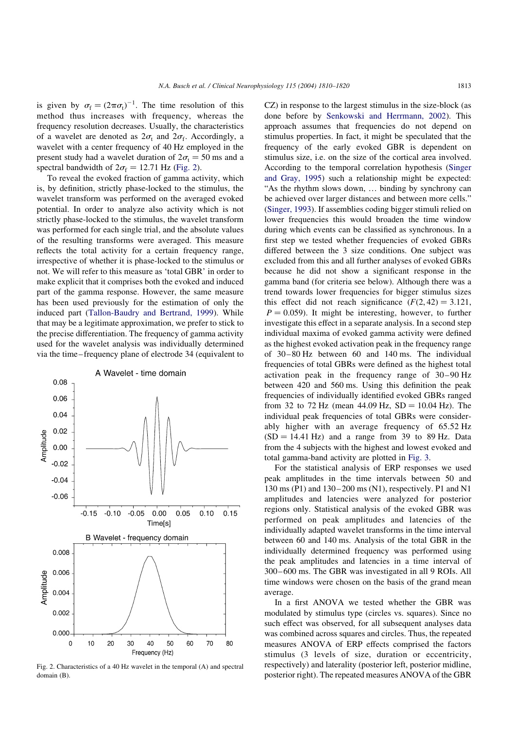is given by $\sigma_f = (2\pi\sigma_t)^{-1}$. The time resolution of this method thus increases with frequency, whereas the frequency resolution decreases. Usually, the characteristics of a wavelet are denoted as $2\sigma_t$ and $2\sigma_f$. Accordingly, a wavelet with a center frequency of 40 Hz employed in the present study had a wavelet duration of $2\sigma_t = 50$ ms and a spectral bandwidth of $2\sigma_f = 12.71$ Hz (Fig. 2).

To reveal the evoked fraction of gamma activity, which is, by definition, strictly phase-locked to the stimulus, the wavelet transform was performed on the averaged evoked potential. In order to analyze also activity which is not strictly phase-locked to the stimulus, the wavelet transform was performed for each single trial, and the absolute values of the resulting transforms were averaged. This measure reflects the total activity for a certain frequency range, irrespective of whether it is phase-locked to the stimulus or not. We will refer to this measure as 'total GBR' in order to make explicit that it comprises both the evoked and induced part of the gamma response. However, the same measure has been used previously for the estimation of only the induced part (Tallon-Baudry and Bertrand, 1999). While that may be a legitimate approximation, we prefer to stick to the precise differentiation. The frequency of gamma activity used for the wavelet analysis was individually determined via the time–frequency plane of electrode 34 (equivalent to

Fig. 2. Characteristics of a 40 Hz wavelet in the temporal (A) and spectral domain (B).

CZ) in response to the largest stimulus in the size-block (as done before by Senkowski and Herrmann, 2002). This approach assumes that frequencies do not depend on stimulus properties. In fact, it might be speculated that the frequency of the early evoked GBR is dependent on stimulus size, i.e. on the size of the cortical area involved. According to the temporal correlation hypothesis (Singer and Gray, 1995) such a relationship might be expected: "As the rhythm slows down, … binding by synchrony can be achieved over larger distances and between more cells." (Singer, 1993). If assemblies coding bigger stimuli relied on lower frequencies this would broaden the time window during which events can be classified as synchronous. In a first step we tested whether frequencies of evoked GBRs differed between the 3 size conditions. One subject was excluded from this and all further analyses of evoked GBRs because he did not show a significant response in the gamma band (for criteria see below). Although there was a trend towards lower frequencies for bigger stimulus sizes this effect did not reach significance ($F(2,42) = 3.121$, $P = 0.059$). It might be interesting, however, to further investigate this effect in a separate analysis. In a second step individual maxima of evoked gamma activity were defined as the highest evoked activation peak in the frequency range of 30–80 Hz between 60 and 140 ms. The individual frequencies of total GBRs were defined as the highest total activation peak in the frequency range of 30–90 Hz between 420 and 560 ms. Using this definition the peak frequencies of individually identified evoked GBRs ranged from 32 to 72 Hz (mean 44.09 Hz, SD = 10.04 Hz). The individual peak frequencies of total GBRs were considerably higher with an average frequency of 65.52 Hz (SD = 14.41 Hz) and a range from 39 to 89 Hz. Data from the 4 subjects with the highest and lowest evoked and total gamma-band activity are plotted in Fig. 3.

For the statistical analysis of ERP responses we used peak amplitudes in the time intervals between 50 and 130 ms (P1) and 130–200 ms (N1), respectively. P1 and N1 amplitudes and latencies were analyzed for posterior regions only. Statistical analysis of the evoked GBR was performed on peak amplitudes and latencies of the individually adapted wavelet transforms in the time interval between 60 and 140 ms. Analysis of the total GBR in the individually determined frequency was performed using the peak amplitudes and latencies in a time interval of 300–600 ms. The GBR was investigated in all 9 ROIs. All time windows were chosen on the basis of the grand mean average.

In a first ANOVA we tested whether the GBR was modulated by stimulus type (circles vs. squares). Since no such effect was observed, for all subsequent analyses data was combined across squares and circles. Thus, the repeated measures ANOVA of ERP effects comprised the factors stimulus (3 levels of size, duration or eccentricity, respectively) and laterality (posterior left, posterior midline, posterior right). The repeated measures ANOVA of the GBR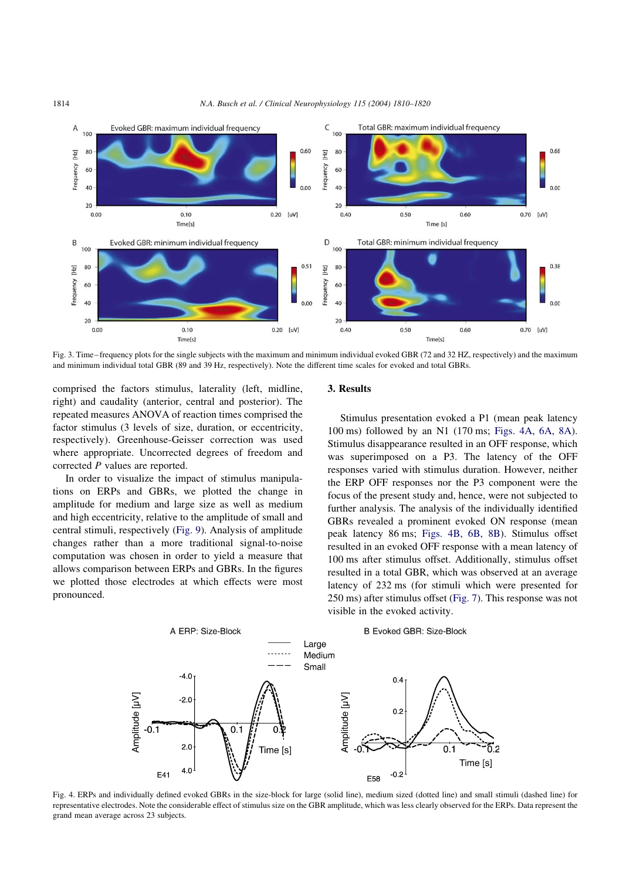Fig. 3. Time–frequency plots for the single subjects with the maximum and minimum individual evoked GBR (72 and 32 HZ, respectively) and the maximum and minimum individual total GBR (89 and 39 Hz, respectively). Note the different time scales for evoked and total GBRs.

comprised the factors stimulus, laterality (left, midline, right) and caudality (anterior, central and posterior). The repeated measures ANOVA of reaction times comprised the factor stimulus (3 levels of size, duration, or eccentricity, respectively). Greenhouse-Geisser correction was used where appropriate. Uncorrected degrees of freedom and corrected $P$ values are reported.

In order to visualize the impact of stimulus manipulations on ERPs and GBRs, we plotted the change in amplitude for medium and large size as well as medium and high eccentricity, relative to the amplitude of small and central stimuli, respectively (Fig. 9). Analysis of amplitude changes rather than a more traditional signal-to-noise computation was chosen in order to yield a measure that allows comparison between ERPs and GBRs. In the figures we plotted those electrodes at which effects were most pronounced.

## 3. Results

Stimulus presentation evoked a P1 (mean peak latency 100 ms) followed by an N1 (170 ms; Figs. 4A, 6A, 8A). Stimulus disappearance resulted in an OFF response, which was superimposed on a P3. The latency of the OFF responses varied with stimulus duration. However, neither the ERP OFF responses nor the P3 component were the focus of the present study and, hence, were not subjected to further analysis. The analysis of the individually identified GBRs revealed a prominent evoked ON response (mean peak latency 86 ms; Figs. 4B, 6B, 8B). Stimulus offset resulted in an evoked OFF response with a mean latency of 100 ms after stimulus offset. Additionally, stimulus offset resulted in a total GBR, which was observed at an average latency of 232 ms (for stimuli which were presented for 250 ms) after stimulus offset (Fig. 7). This response was not visible in the evoked activity.

Fig. 4. ERPs and individually defined evoked GBRs in the size-block for large (solid line), medium sized (dotted line) and small stimuli (dashed line) for representative electrodes. Note the considerable effect of stimulus size on the GBR amplitude, which was less clearly observed for the ERPs. Data represent the grand mean average across 23 subjects.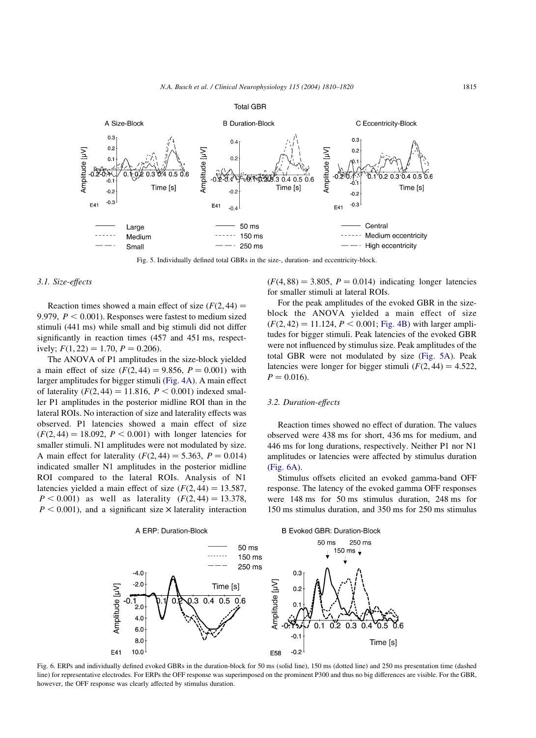Fig. 5. Individually defined total GBRs in the size-, duration- and eccentricity-block.

### 3.1. Size-effects

Reaction times showed a main effect of size ($F(2,44) = 9.979$, $P < 0.001$). Responses were fastest to medium sized stimuli (441 ms) while small and big stimuli did not differ significantly in reaction times (457 and 451 ms, respectively; $F(1,22) = 1.70$, $P = 0.206$).

The ANOVA of P1 amplitudes in the size-block yielded a main effect of size ($F(2,44) = 9.856$, $P = 0.001$) with larger amplitudes for bigger stimuli (Fig. 4A). A main effect of laterality ($F(2,44) = 11.816$, $P < 0.001$) indexed smaller P1 amplitudes in the posterior midline ROI than in the lateral ROIs. No interaction of size and laterality effects was observed. P1 latencies showed a main effect of size ($F(2,44) = 18.092$, $P < 0.001$) with longer latencies for smaller stimuli. N1 amplitudes were not modulated by size. A main effect for laterality ($F(2,44) = 5.363$, $P = 0.014$) indicated smaller N1 amplitudes in the posterior midline ROI compared to the lateral ROIs. Analysis of N1 latencies yielded a main effect of size ($F(2,44) = 13.587$, $P < 0.001$) as well as laterality ($F(2,44) = 13.378$, $P < 0.001$), and a significant size × laterality interaction ($F(4,88) = 3.805$, $P = 0.014$) indicating longer latencies for smaller stimuli at lateral ROIs.

For the peak amplitudes of the evoked GBR in the size-block the ANOVA yielded a main effect of size ($F(2,42) = 11.124$, $P < 0.001$; Fig. 4B) with larger amplitudes for bigger stimuli. Peak latencies of the evoked GBR were not influenced by stimulus size. Peak amplitudes of the total GBR were not modulated by size (Fig. 5A). Peak latencies were longer for bigger stimuli ($F(2,44) = 4.522$, $P = 0.016$).

### 3.2. Duration-effects

Reaction times showed no effect of duration. The values observed were 438 ms for short, 436 ms for medium, and 446 ms for long durations, respectively. Neither P1 nor N1 amplitudes or latencies were affected by stimulus duration (Fig. 6A).

Stimulus offsets elicited an evoked gamma-band OFF response. The latency of the evoked gamma OFF responses were 148 ms for 50 ms stimulus duration, 248 ms for 150 ms stimulus duration, and 350 ms for 250 ms stimulus

Fig. 6. ERPs and individually defined evoked GBRs in the duration-block for 50 ms (solid line), 150 ms (dotted line) and 250 ms presentation time (dashed line) for representative electrodes. For ERPs the OFF response was superimposed on the prominent P300 and thus no big differences are visible. For the GBR, however, the OFF response was clearly affected by stimulus duration.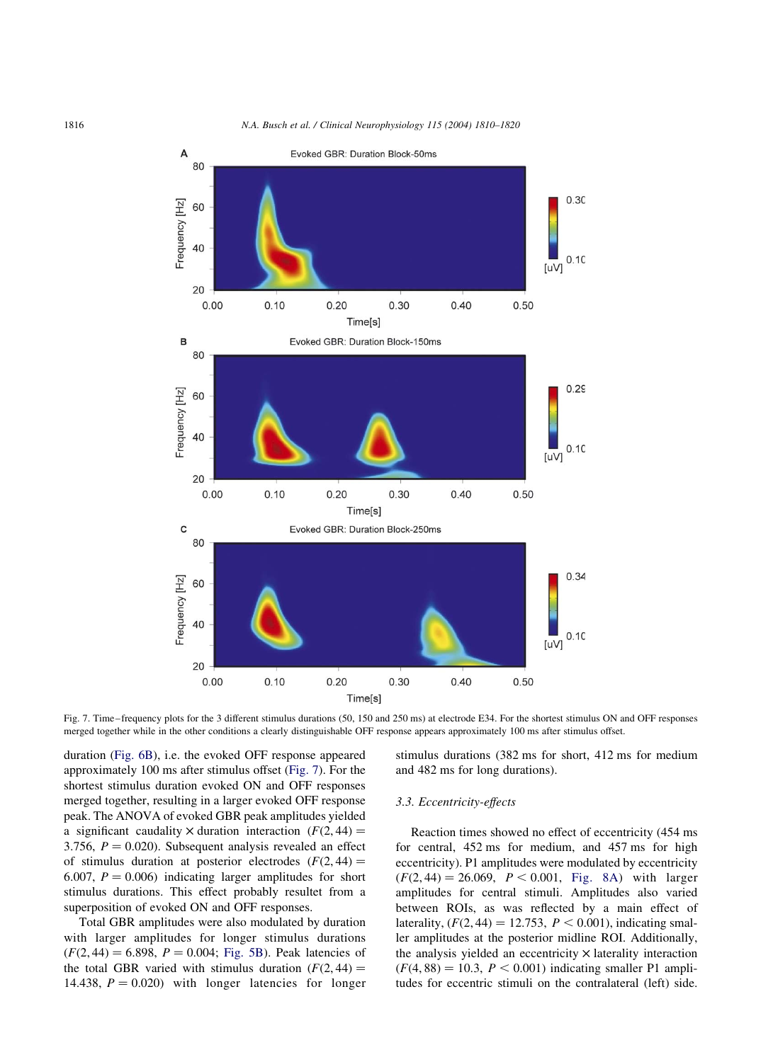Fig. 7. Time–frequency plots for the 3 different stimulus durations (50, 150 and 250 ms) at electrode E34. For the shortest stimulus ON and OFF responses merged together while in the other conditions a clearly distinguishable OFF response appears approximately 100 ms after stimulus offset.

duration (Fig. 6B), i.e. the evoked OFF response appeared approximately 100 ms after stimulus offset (Fig. 7). For the shortest stimulus duration evoked ON and OFF responses merged together, resulting in a larger evoked OFF response peak. The ANOVA of evoked GBR peak amplitudes yielded a significant caudality × duration interaction ($F(2,44) = 3.756$, $P = 0.020$). Subsequent analysis revealed an effect of stimulus duration at posterior electrodes ($F(2,44) = 6.007$, $P = 0.006$) indicating larger amplitudes for short stimulus durations. This effect probably resultet from a superposition of evoked ON and OFF responses.

Total GBR amplitudes were also modulated by duration with larger amplitudes for longer stimulus durations ($F(2,44) = 6.898$, $P = 0.004$; Fig. 5B). Peak latencies of the total GBR varied with stimulus duration ($F(2,44) = 14.438$, $P = 0.020$) with longer latencies for longer stimulus durations (382 ms for short, 412 ms for medium and 482 ms for long durations).

### 3.3. Eccentricity-effects

Reaction times showed no effect of eccentricity (454 ms for central, 452 ms for medium, and 457 ms for high eccentricity). P1 amplitudes were modulated by eccentricity ($F(2,44) = 26.069$, $P < 0.001$, Fig. 8A) with larger amplitudes for central stimuli. Amplitudes also varied between ROIs, as was reflected by a main effect of laterality, ($F(2,44) = 12.753$, $P < 0.001$), indicating smaller amplitudes at the posterior midline ROI. Additionally, the analysis yielded an eccentricity × laterality interaction ($F(4,88) = 10.3$, $P < 0.001$) indicating smaller P1 amplitudes for eccentric stimuli on the contralateral (left) side.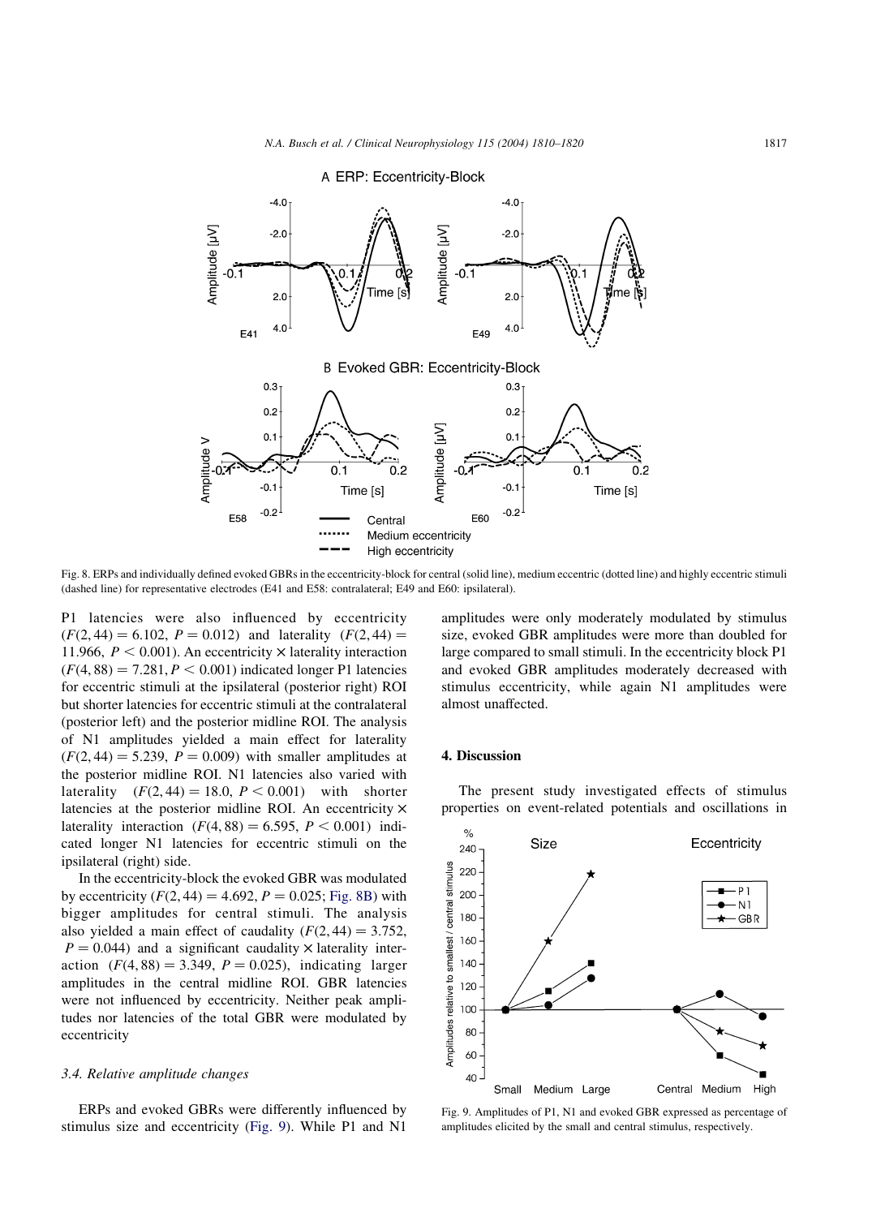Fig. 8. ERPs and individually defined evoked GBRs in the eccentricity-block for central (solid line), medium eccentric (dotted line) and highly eccentric stimuli (dashed line) for representative electrodes (E41 and E58: contralateral; E49 and E60: ipsilateral).

P1 latencies were also influenced by eccentricity ($F(2,44) = 6.102$, $P = 0.012$) and laterality ($F(2,44) = 11.966$, $P < 0.001$). An eccentricity × laterality interaction ($F(4,88) = 7.281, P < 0.001$) indicated longer P1 latencies for eccentric stimuli at the ipsilateral (posterior right) ROI but shorter latencies for eccentric stimuli at the contralateral (posterior left) and the posterior midline ROI. The analysis of N1 amplitudes yielded a main effect for laterality ($F(2,44) = 5.239$, $P = 0.009$) with smaller amplitudes at the posterior midline ROI. N1 latencies also varied with laterality ($F(2,44) = 18.0$, $P < 0.001$) with shorter latencies at the posterior midline ROI. An eccentricity × laterality interaction ($F(4,88) = 6.595$, $P < 0.001$) indicated longer N1 latencies for eccentric stimuli on the ipsilateral (right) side.

In the eccentricity-block the evoked GBR was modulated by eccentricity ($F(2,44) = 4.692$, $P = 0.025$; Fig. 8B) with bigger amplitudes for central stimuli. The analysis also yielded a main effect of caudality ($F(2,44) = 3.752$, $P = 0.044$) and a significant caudality × laterality interaction ($F(4,88) = 3.349$, $P = 0.025$), indicating larger amplitudes in the central midline ROI. GBR latencies were not influenced by eccentricity. Neither peak amplitudes nor latencies of the total GBR were modulated by eccentricity

### 3.4. Relative amplitude changes

ERPs and evoked GBRs were differently influenced by stimulus size and eccentricity (Fig. 9). While P1 and N1 amplitudes were only moderately modulated by stimulus size, evoked GBR amplitudes were more than doubled for large compared to small stimuli. In the eccentricity block P1 and evoked GBR amplitudes moderately decreased with stimulus eccentricity, while again N1 amplitudes were almost unaffected.

## 4. Discussion

The present study investigated effects of stimulus properties on event-related potentials and oscillations in

Fig. 9. Amplitudes of P1, N1 and evoked GBR expressed as percentage of amplitudes elicited by the small and central stimulus, respectively.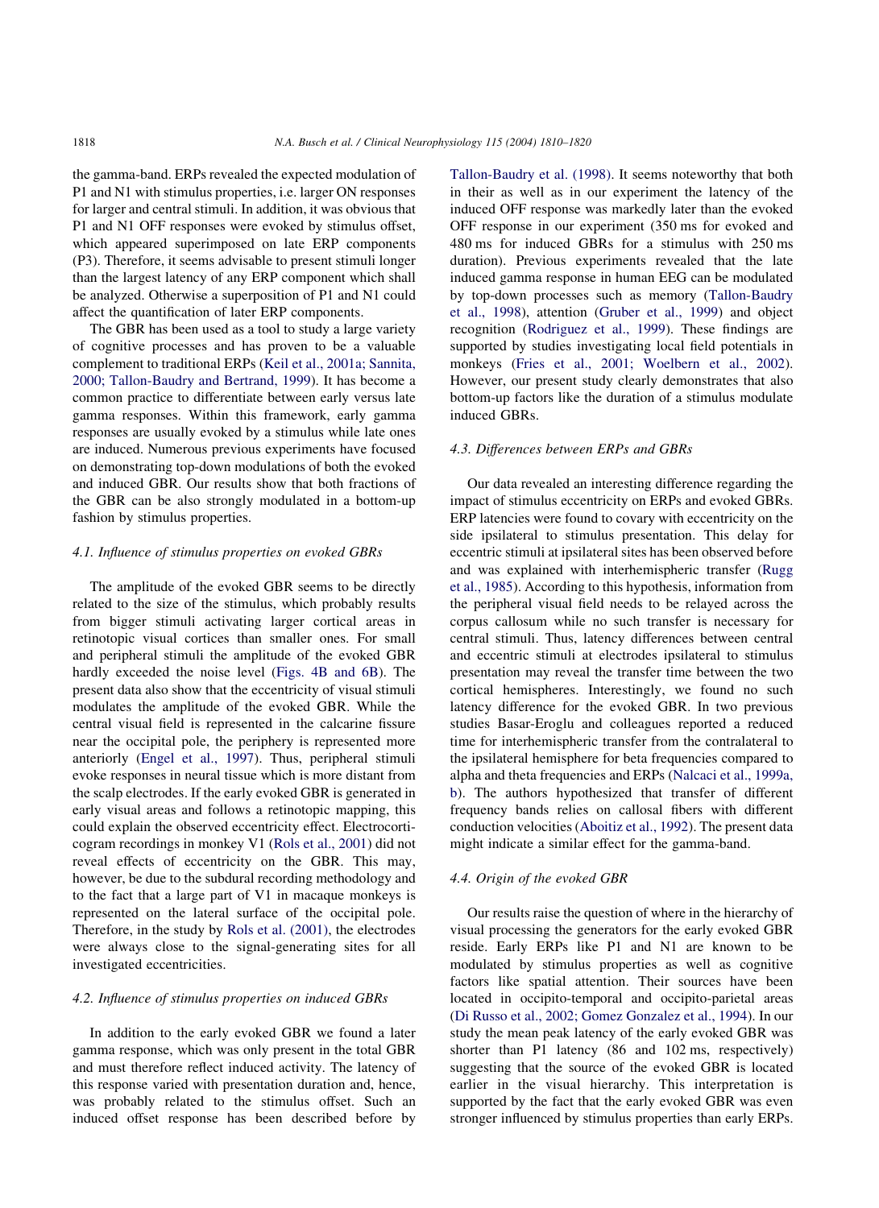the gamma-band. ERPs revealed the expected modulation of P1 and N1 with stimulus properties, i.e. larger ON responses for larger and central stimuli. In addition, it was obvious that P1 and N1 OFF responses were evoked by stimulus offset, which appeared superimposed on late ERP components (P3). Therefore, it seems advisable to present stimuli longer than the largest latency of any ERP component which shall be analyzed. Otherwise a superposition of P1 and N1 could affect the quantification of later ERP components.

The GBR has been used as a tool to study a large variety of cognitive processes and has proven to be a valuable complement to traditional ERPs (Keil et al., 2001a; Sannita, 2000; Tallon-Baudry and Bertrand, 1999). It has become a common practice to differentiate between early versus late gamma responses. Within this framework, early gamma responses are usually evoked by a stimulus while late ones are induced. Numerous previous experiments have focused on demonstrating top-down modulations of both the evoked and induced GBR. Our results show that both fractions of the GBR can be also strongly modulated in a bottom-up fashion by stimulus properties.

### 4.1. Influence of stimulus properties on evoked GBRs

The amplitude of the evoked GBR seems to be directly related to the size of the stimulus, which probably results from bigger stimuli activating larger cortical areas in retinotopic visual cortices than smaller ones. For small and peripheral stimuli the amplitude of the evoked GBR hardly exceeded the noise level (Figs. 4B and 6B). The present data also show that the eccentricity of visual stimuli modulates the amplitude of the evoked GBR. While the central visual field is represented in the calcarine fissure near the occipital pole, the periphery is represented more anteriorly (Engel et al., 1997). Thus, peripheral stimuli evoke responses in neural tissue which is more distant from the scalp electrodes. If the early evoked GBR is generated in early visual areas and follows a retinotopic mapping, this could explain the observed eccentricity effect. Electrocorticogram recordings in monkey V1 (Rols et al., 2001) did not reveal effects of eccentricity on the GBR. This may, however, be due to the subdural recording methodology and to the fact that a large part of V1 in macaque monkeys is represented on the lateral surface of the occipital pole. Therefore, in the study by Rols et al. (2001), the electrodes were always close to the signal-generating sites for all investigated eccentricities.

### 4.2. Influence of stimulus properties on induced GBRs

In addition to the early evoked GBR we found a later gamma response, which was only present in the total GBR and must therefore reflect induced activity. The latency of this response varied with presentation duration and, hence, was probably related to the stimulus offset. Such an induced offset response has been described before by Tallon-Baudry et al. (1998). It seems noteworthy that both in their as well as in our experiment the latency of the induced OFF response was markedly later than the evoked OFF response in our experiment (350 ms for evoked and 480 ms for induced GBRs for a stimulus with 250 ms duration). Previous experiments revealed that the late induced gamma response in human EEG can be modulated by top-down processes such as memory (Tallon-Baudry et al., 1998), attention (Gruber et al., 1999) and object recognition (Rodriguez et al., 1999). These findings are supported by studies investigating local field potentials in monkeys (Fries et al., 2001; Woelbern et al., 2002). However, our present study clearly demonstrates that also bottom-up factors like the duration of a stimulus modulate induced GBRs.

### 4.3. Differences between ERPs and GBRs

Our data revealed an interesting difference regarding the impact of stimulus eccentricity on ERPs and evoked GBRs. ERP latencies were found to covary with eccentricity on the side ipsilateral to stimulus presentation. This delay for eccentric stimuli at ipsilateral sites has been observed before and was explained with interhemispheric transfer (Rugg et al., 1985). According to this hypothesis, information from the peripheral visual field needs to be relayed across the corpus callosum while no such transfer is necessary for central stimuli. Thus, latency differences between central and eccentric stimuli at electrodes ipsilateral to stimulus presentation may reveal the transfer time between the two cortical hemispheres. Interestingly, we found no such latency difference for the evoked GBR. In two previous studies Basar-Eroglu and colleagues reported a reduced time for interhemispheric transfer from the contralateral to the ipsilateral hemisphere for beta frequencies compared to alpha and theta frequencies and ERPs (Nalcaci et al., 1999a, b). The authors hypothesized that transfer of different frequency bands relies on callosal fibers with different conduction velocities (Aboitiz et al., 1992). The present data might indicate a similar effect for the gamma-band.

### 4.4. Origin of the evoked GBR

Our results raise the question of where in the hierarchy of visual processing the generators for the early evoked GBR reside. Early ERPs like P1 and N1 are known to be modulated by stimulus properties as well as cognitive factors like spatial attention. Their sources have been located in occipito-temporal and occipito-parietal areas (Di Russo et al., 2002; Gomez Gonzalez et al., 1994). In our study the mean peak latency of the early evoked GBR was shorter than P1 latency (86 and 102 ms, respectively) suggesting that the source of the evoked GBR is located earlier in the visual hierarchy. This interpretation is supported by the fact that the early evoked GBR was even stronger influenced by stimulus properties than early ERPs.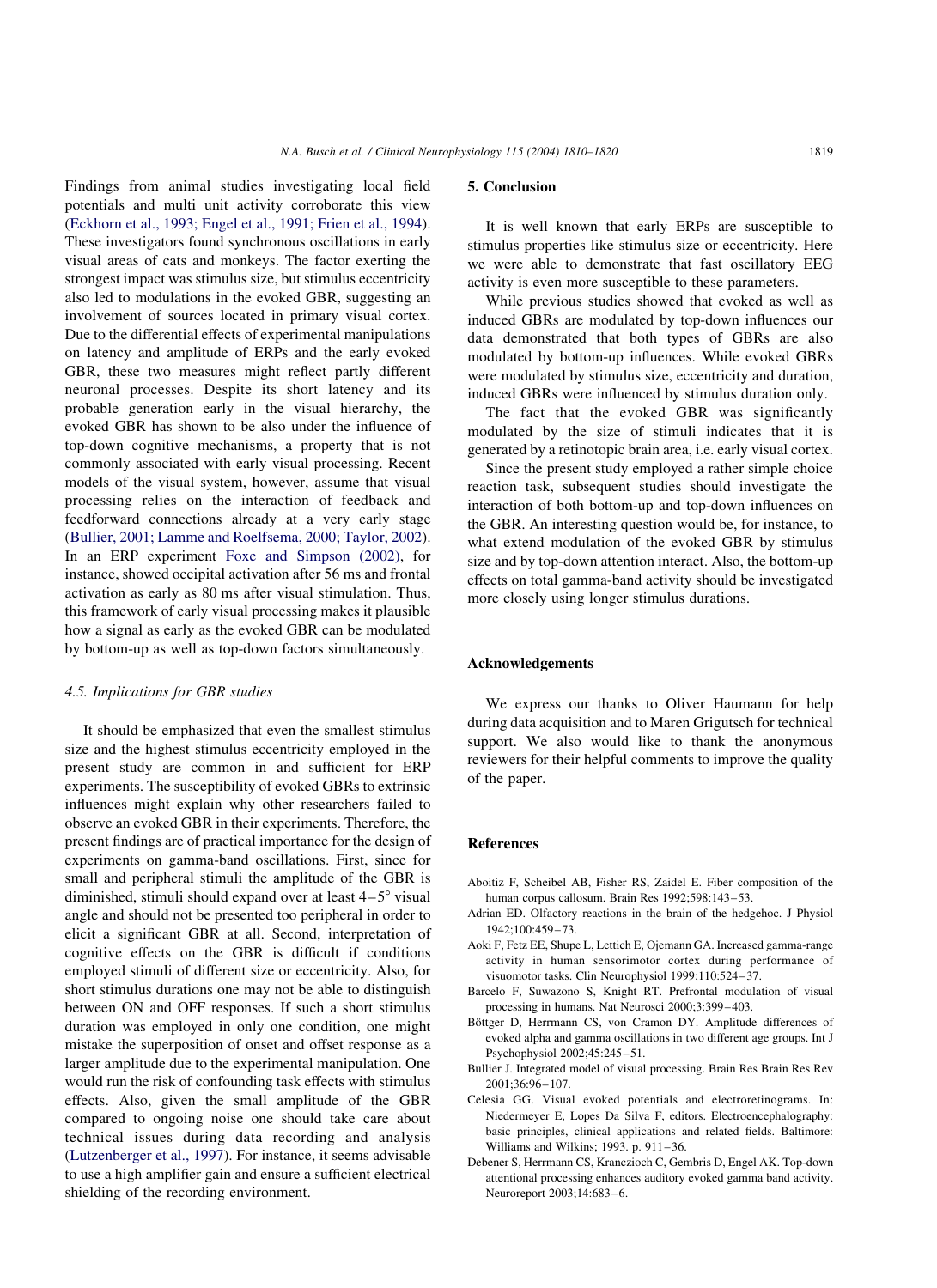Findings from animal studies investigating local field potentials and multi unit activity corroborate this view (Eckhorn et al., 1993; Engel et al., 1991; Frien et al., 1994). These investigators found synchronous oscillations in early visual areas of cats and monkeys. The factor exerting the strongest impact was stimulus size, but stimulus eccentricity also led to modulations in the evoked GBR, suggesting an involvement of sources located in primary visual cortex. Due to the differential effects of experimental manipulations on latency and amplitude of ERPs and the early evoked GBR, these two measures might reflect partly different neuronal processes. Despite its short latency and its probable generation early in the visual hierarchy, the evoked GBR has shown to be also under the influence of top-down cognitive mechanisms, a property that is not commonly associated with early visual processing. Recent models of the visual system, however, assume that visual processing relies on the interaction of feedback and feedforward connections already at a very early stage (Bullier, 2001; Lamme and Roelfsema, 2000; Taylor, 2002). In an ERP experiment Foxe and Simpson (2002), for instance, showed occipital activation after 56 ms and frontal activation as early as 80 ms after visual stimulation. Thus, this framework of early visual processing makes it plausible how a signal as early as the evoked GBR can be modulated by bottom-up as well as top-down factors simultaneously.

### 4.5. Implications for GBR studies

It should be emphasized that even the smallest stimulus size and the highest stimulus eccentricity employed in the present study are common in and sufficient for ERP experiments. The susceptibility of evoked GBRs to extrinsic influences might explain why other researchers failed to observe an evoked GBR in their experiments. Therefore, the present findings are of practical importance for the design of experiments on gamma-band oscillations. First, since for small and peripheral stimuli the amplitude of the GBR is diminished, stimuli should expand over at least 4–5° visual angle and should not be presented too peripheral in order to elicit a significant GBR at all. Second, interpretation of cognitive effects on the GBR is difficult if conditions employed stimuli of different size or eccentricity. Also, for short stimulus durations one may not be able to distinguish between ON and OFF responses. If such a short stimulus duration was employed in only one condition, one might mistake the superposition of onset and offset response as a larger amplitude due to the experimental manipulation. One would run the risk of confounding task effects with stimulus effects. Also, given the small amplitude of the GBR compared to ongoing noise one should take care about technical issues during data recording and analysis (Lutzenberger et al., 1997). For instance, it seems advisable to use a high amplifier gain and ensure a sufficient electrical shielding of the recording environment.

## 5. Conclusion

It is well known that early ERPs are susceptible to stimulus properties like stimulus size or eccentricity. Here we were able to demonstrate that fast oscillatory EEG activity is even more susceptible to these parameters.

While previous studies showed that evoked as well as induced GBRs are modulated by top-down influences our data demonstrated that both types of GBRs are also modulated by bottom-up influences. While evoked GBRs were modulated by stimulus size, eccentricity and duration, induced GBRs were influenced by stimulus duration only.

The fact that the evoked GBR was significantly modulated by the size of stimuli indicates that it is generated by a retinotopic brain area, i.e. early visual cortex.

Since the present study employed a rather simple choice reaction task, subsequent studies should investigate the interaction of both bottom-up and top-down influences on the GBR. An interesting question would be, for instance, to what extend modulation of the evoked GBR by stimulus size and by top-down attention interact. Also, the bottom-up effects on total gamma-band activity should be investigated more closely using longer stimulus durations.

## Acknowledgements

We express our thanks to Oliver Haumann for help during data acquisition and to Maren Grigutsch for technical support. We also would like to thank the anonymous reviewers for their helpful comments to improve the quality of the paper.

## References

Aboitiz F, Scheibel AB, Fisher RS, Zaidel E. Fiber composition of the human corpus callosum. Brain Res 1992;598:143–53.

Adrian ED. Olfactory reactions in the brain of the hedgehoc. J Physiol 1942;100:459–73.

Aoki F, Fetz EE, Shupe L, Lettich E, Ojemann GA. Increased gamma-range activity in human sensorimotor cortex during performance of visuomotor tasks. Clin Neurophysiol 1999;110:524–37.

Barcelo F, Suwazono S, Knight RT. Prefrontal modulation of visual processing in humans. Nat Neurosci 2000;3:399–403.

Böttger D, Herrmann CS, von Cramon DY. Amplitude differences of evoked alpha and gamma oscillations in two different age groups. Int J Psychophysiol 2002;45:245–51.

Bullier J. Integrated model of visual processing. Brain Res Brain Res Rev 2001;36:96–107.

Celesia GG. Visual evoked potentials and electroretinograms. In: Niedermeyer E, Lopes Da Silva F, editors. Electroencephalography: basic principles, clinical applications and related fields. Baltimore: Williams and Wilkins; 1993. p. 911–36.

Debener S, Herrmann CS, Kranczioch C, Gembris D, Engel AK. Top-down attentional processing enhances auditory evoked gamma band activity. Neuroreport 2003;14:683–6.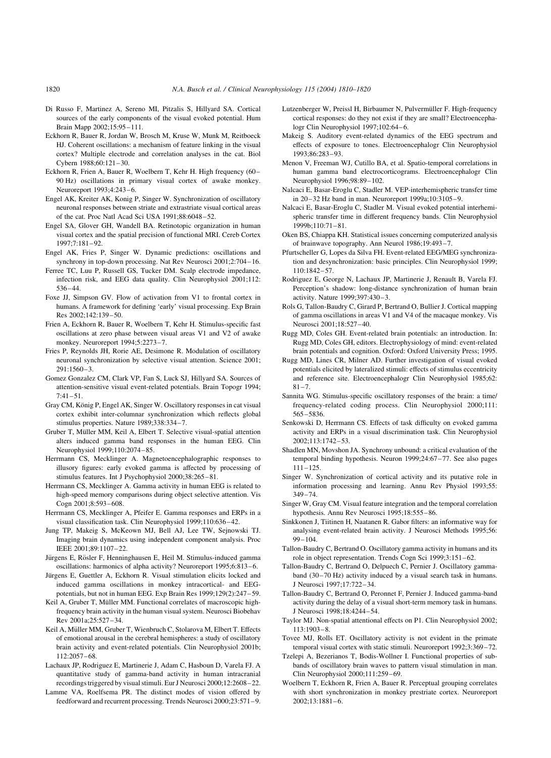Di Russo F, Martinez A, Sereno MI, Pitzalis S, Hillyard SA. Cortical sources of the early components of the visual evoked potential. Hum Brain Mapp 2002;15:95–111.

Eckhorn R, Bauer R, Jordan W, Brosch M, Kruse W, Munk M, Reitboeck HJ. Coherent oscillations: a mechanism of feature linking in the visual cortex? Multiple electrode and correlation analyses in the cat. Biol Cybern 1988;60:121–30.

Eckhorn R, Frien A, Bauer R, Woelbern T, Kehr H. High frequency (60–90 Hz) oscillations in primary visual cortex of awake monkey. Neuroreport 1993;4:243–6.

Engel AK, Kreiter AK, Konig P, Singer W. Synchronization of oscillatory neuronal responses between striate and extrastriate visual cortical areas of the cat. Proc Natl Acad Sci USA 1991;88:6048–52.

Engel SA, Glover GH, Wandell BA. Retinotopic organization in human visual cortex and the spatial precision of functional MRI. Cereb Cortex 1997;7:181–92.

Engel AK, Fries P, Singer W. Dynamic predictions: oscillations and synchrony in top-down processing. Nat Rev Neurosci 2001;2:704–16.

Ferree TC, Luu P, Russell GS, Tucker DM. Scalp electrode impedance, infection risk, and EEG data quality. Clin Neurophysiol 2001;112: 536–44.

Foxe JJ, Simpson GV. Flow of activation from V1 to frontal cortex in humans. A framework for defining 'early' visual processing. Exp Brain Res 2002;142:139–50.

Frien A, Eckhorn R, Bauer R, Woelbern T, Kehr H. Stimulus-specific fast oscillations at zero phase between visual areas V1 and V2 of awake monkey. Neuroreport 1994;5:2273–7.

Fries P, Reynolds JH, Rorie AE, Desimone R. Modulation of oscillatory neuronal synchronization by selective visual attention. Science 2001; 291:1560–3.

Gomez Gonzalez CM, Clark VP, Fan S, Luck SJ, Hillyard SA. Sources of attention-sensitive visual event-related potentials. Brain Topogr 1994; 7:41–51.

Gray CM, König P, Engel AK, Singer W. Oscillatory responses in cat visual cortex exhibit inter-columnar synchronization which reflects global stimulus properties. Nature 1989;338:334–7.

Gruber T, Müller MM, Keil A, Elbert T. Selective visual-spatial attention alters induced gamma band responses in the human EEG. Clin Neurophysiol 1999;110:2074–85.

Herrmann CS, Mecklinger A. Magnetoencephalographic responses to illusory figures: early evoked gamma is affected by processing of stimulus features. Int J Psychophysiol 2000;38:265–81.

Herrmann CS, Mecklinger A. Gamma activity in human EEG is related to high-speed memory comparisons during object selective attention. Vis Cogn 2001;8:593–608.

Herrmann CS, Mecklinger A, Pfeifer E. Gamma responses and ERPs in a visual classification task. Clin Neurophysiol 1999;110:636–42.

Jung TP, Makeig S, McKeown MJ, Bell AJ, Lee TW, Sejnowski TJ. Imaging brain dynamics using independent component analysis. Proc IEEE 2001;89:1107–22.

Jürgens E, Rösler F, Henninghausen E, Heil M. Stimulus-induced gamma oscillations: harmonics of alpha activity? Neuroreport 1995;6:813–6.

Jürgens E, Guettler A, Eckhorn R. Visual stimulation elicits locked and induced gamma oscillations in monkey intracortical- and EEG-potentials, but not in human EEG. Exp Brain Res 1999;129(2):247–59.

Keil A, Gruber T, Müller MM. Functional correlates of macroscopic high-frequency brain activity in the human visual system. Neurosci Biobehav Rev 2001a;25:527–34.

Keil A, Müller MM, Gruber T, Wienbruch C, Stolarova M, Elbert T. Effects of emotional arousal in the cerebral hemispheres: a study of oscillatory brain activity and event-related potentials. Clin Neurophysiol 2001b; 112:2057–68.

Lachaux JP, Rodriguez E, Martinerie J, Adam C, Hasboun D, Varela FJ. A quantitative study of gamma-band activity in human intracranial recordings triggered by visual stimuli. Eur J Neurosci 2000;12:2608–22.

Lamme VA, Roelfsema PR. The distinct modes of vision offered by feedforward and recurrent processing. Trends Neurosci 2000;23:571–9.

Lutzenberger W, Preissl H, Birbaumer N, Pulvermüller F. High-frequency cortical responses: do they not exist if they are small? Electroencephalogr Clin Neurophysiol 1997;102:64–6.

Makeig S. Auditory event-related dynamics of the EEG spectrum and effects of exposure to tones. Electroencephalogr Clin Neurophysiol 1993;86:283–93.

Menon V, Freeman WJ, Cutillo BA, et al. Spatio-temporal correlations in human gamma band electrocorticograms. Electroencephalogr Clin Neurophysiol 1996;98:89–102.

Nalcaci E, Basar-Eroglu C, Stadler M. VEP-interhemispheric transfer time in 20–32 Hz band in man. Neuroreport 1999a;10:3105–9.

Nalcaci E, Basar-Eroglu C, Stadler M. Visual evoked potential interhemispheric transfer time in different frequency bands. Clin Neurophysiol 1999b;110:71–81.

Oken BS, Chiappa KH. Statistical issues concerning computerized analysis of brainwave topography. Ann Neurol 1986;19:493–7.

Pfurtscheller G, Lopes da Silva FH. Event-related EEG/MEG synchronization and desynchronization: basic principles. Clin Neurophysiol 1999; 110:1842–57.

Rodriguez E, George N, Lachaux JP, Martinerie J, Renault B, Varela FJ. Perception's shadow: long-distance synchronization of human brain activity. Nature 1999;397:430–3.

Rols G, Tallon-Baudry C, Girard P, Bertrand O, Bullier J. Cortical mapping of gamma oscillations in areas V1 and V4 of the macaque monkey. Vis Neurosci 2001;18:527–40.

Rugg MD, Coles GH. Event-related brain potentials: an introduction. In: Rugg MD, Coles GH, editors. Electrophysiology of mind: event-related brain potentials and cognition. Oxford: Oxford University Press; 1995.

Rugg MD, Lines CR, Milner AD. Further investigation of visual evoked potentials elicited by lateralized stimuli: effects of stimulus eccentricity and reference site. Electroencephalogr Clin Neurophysiol 1985;62: 81–7.

Sannita WG. Stimulus-specific oscillatory responses of the brain: a time/frequency-related coding process. Clin Neurophysiol 2000;111: 565–5836.

Senkowski D, Herrmann CS. Effects of task difficulty on evoked gamma activity and ERPs in a visual discrimination task. Clin Neurophysiol 2002;113:1742–53.

Shadlen MN, Movshon JA. Synchrony unbound: a critical evaluation of the temporal binding hypothesis. Neuron 1999;24:67–77. See also pages 111–125.

Singer W. Synchronization of cortical activity and its putative role in information processing and learning. Annu Rev Physiol 1993;55: 349–74.

Singer W, Gray CM. Visual feature integration and the temporal correlation hypothesis. Annu Rev Neurosci 1995;18:555–86.

Sinkkonen J, Tiitinen H, Naatanen R. Gabor filters: an informative way for analysing event-related brain activity. J Neurosci Methods 1995;56: 99–104.

Tallon-Baudry C, Bertrand O. Oscillatory gamma activity in humans and its role in object representation. Trends Cogn Sci 1999;3:151–62.

Tallon-Baudry C, Bertrand O, Delpuech C, Pernier J. Oscillatory gamma-band (30–70 Hz) activity induced by a visual search task in humans. J Neurosci 1997;17:722–34.

Tallon-Baudry C, Bertrand O, Peronnet F, Pernier J. Induced gamma-band activity during the delay of a visual short-term memory task in humans. J Neurosci 1998;18:4244–54.

Taylor MJ. Non-spatial attentional effects on P1. Clin Neurophysiol 2002; 113:1903–8.

Tovee MJ, Rolls ET. Oscillatory activity is not evident in the primate temporal visual cortex with static stimuli. Neuroreport 1992;3:369–72.

Tzelepi A, Bezerianos T, Bodis-Wollner I. Functional properties of sub-bands of oscillatory brain waves to pattern visual stimulation in man. Clin Neurophysiol 2000;111:259–69.

Woelbern T, Eckhorn R, Frien A, Bauer R. Perceptual grouping correlates with short synchronization in monkey prestriate cortex. Neuroreport 2002;13:1881–6.